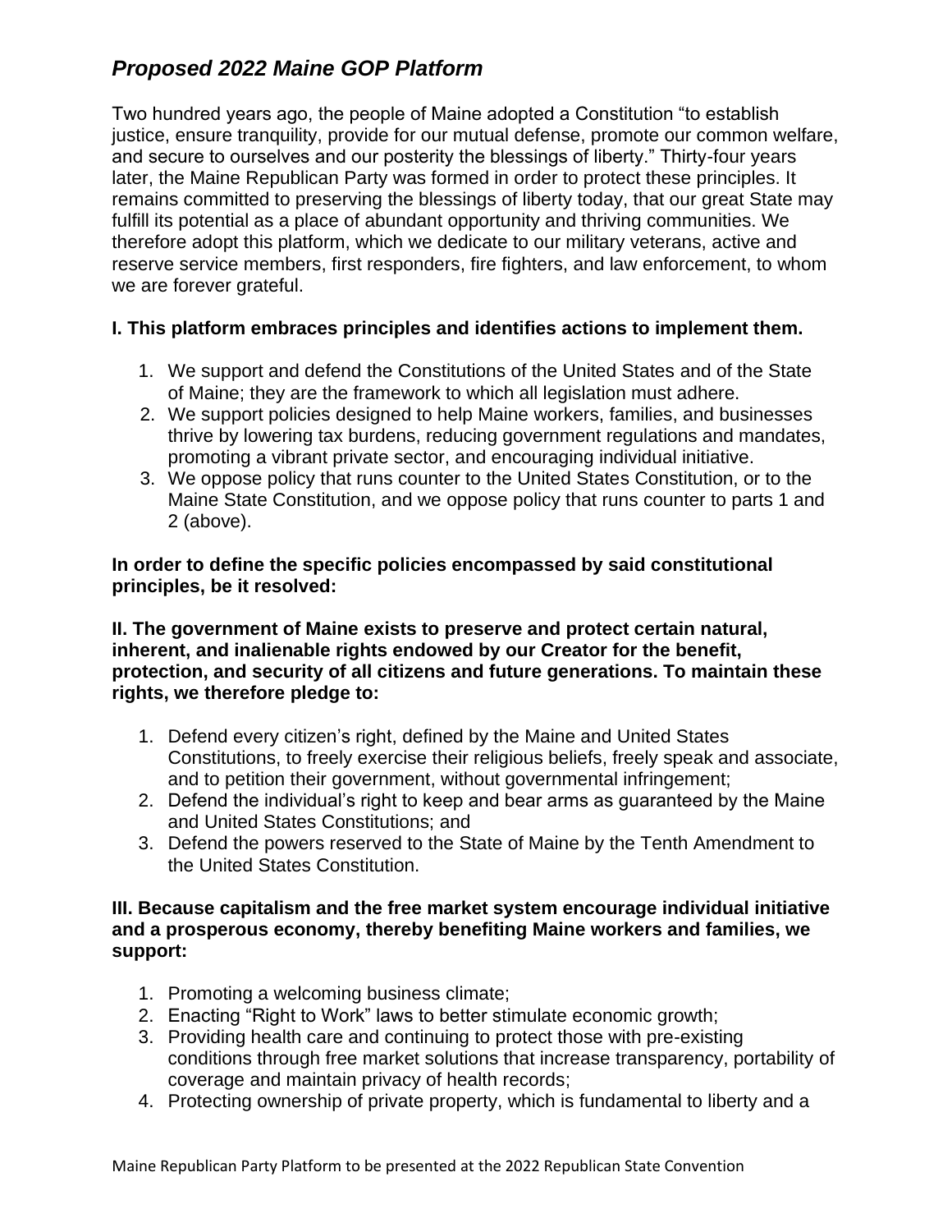# *Proposed 2022 Maine GOP Platform*

Two hundred years ago, the people of Maine adopted a Constitution "to establish justice, ensure tranquility, provide for our mutual defense, promote our common welfare, and secure to ourselves and our posterity the blessings of liberty." Thirty-four years later, the Maine Republican Party was formed in order to protect these principles. It remains committed to preserving the blessings of liberty today, that our great State may fulfill its potential as a place of abundant opportunity and thriving communities. We therefore adopt this platform, which we dedicate to our military veterans, active and reserve service members, first responders, fire fighters, and law enforcement, to whom we are forever grateful.

**I. This platform embraces principles and identifies actions to implement them.**

1. We support and defend the Constitutions of the United States and of the State of Maine; they are the framework to which all legislation must adhere.
2. We support policies designed to help Maine workers, families, and businesses thrive by lowering tax burdens, reducing government regulations and mandates, promoting a vibrant private sector, and encouraging individual initiative.
3. We oppose policy that runs counter to the United States Constitution, or to the Maine State Constitution, and we oppose policy that runs counter to parts 1 and 2 (above).

**In order to define the specific policies encompassed by said constitutional principles, be it resolved:**

**II. The government of Maine exists to preserve and protect certain natural, inherent, and inalienable rights endowed by our Creator for the benefit, protection, and security of all citizens and future generations. To maintain these rights, we therefore pledge to:**

1. Defend every citizen's right, defined by the Maine and United States Constitutions, to freely exercise their religious beliefs, freely speak and associate, and to petition their government, without governmental infringement;
2. Defend the individual's right to keep and bear arms as guaranteed by the Maine and United States Constitutions; and
3. Defend the powers reserved to the State of Maine by the Tenth Amendment to the United States Constitution.

**III. Because capitalism and the free market system encourage individual initiative and a prosperous economy, thereby benefiting Maine workers and families, we support:**

1. Promoting a welcoming business climate;
2. Enacting "Right to Work" laws to better stimulate economic growth;
3. Providing health care and continuing to protect those with pre-existing conditions through free market solutions that increase transparency, portability of coverage and maintain privacy of health records;
4. Protecting ownership of private property, which is fundamental to liberty and a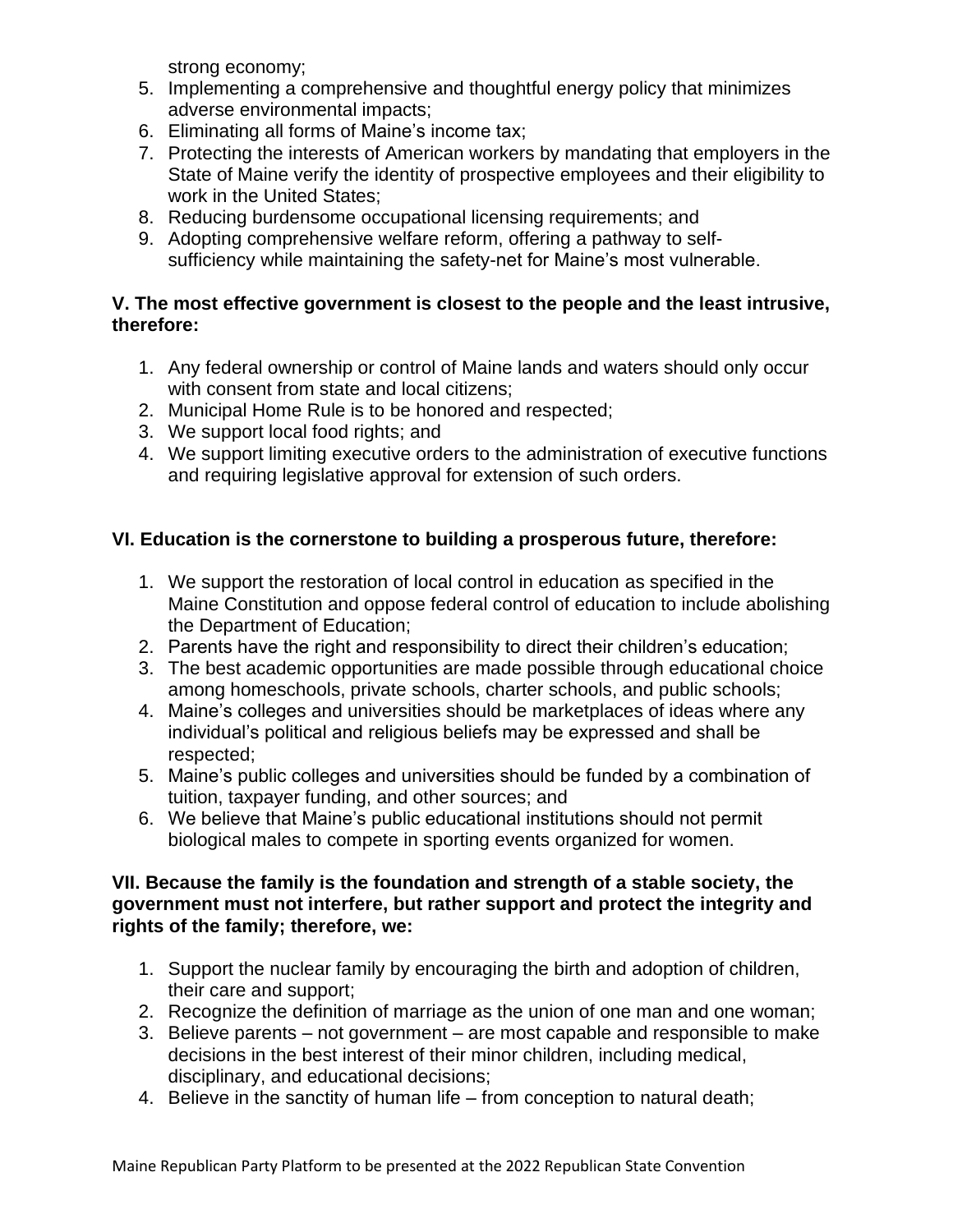strong economy;

5. Implementing a comprehensive and thoughtful energy policy that minimizes adverse environmental impacts;
6. Eliminating all forms of Maine's income tax;
7. Protecting the interests of American workers by mandating that employers in the State of Maine verify the identity of prospective employees and their eligibility to work in the United States;
8. Reducing burdensome occupational licensing requirements; and
9. Adopting comprehensive welfare reform, offering a pathway to self-sufficiency while maintaining the safety-net for Maine's most vulnerable.

**V. The most effective government is closest to the people and the least intrusive, therefore:**

1. Any federal ownership or control of Maine lands and waters should only occur with consent from state and local citizens;
2. Municipal Home Rule is to be honored and respected;
3. We support local food rights; and
4. We support limiting executive orders to the administration of executive functions and requiring legislative approval for extension of such orders.

**VI. Education is the cornerstone to building a prosperous future, therefore:**

1. We support the restoration of local control in education as specified in the Maine Constitution and oppose federal control of education to include abolishing the Department of Education;
2. Parents have the right and responsibility to direct their children's education;
3. The best academic opportunities are made possible through educational choice among homeschools, private schools, charter schools, and public schools;
4. Maine's colleges and universities should be marketplaces of ideas where any individual's political and religious beliefs may be expressed and shall be respected;
5. Maine's public colleges and universities should be funded by a combination of tuition, taxpayer funding, and other sources; and
6. We believe that Maine's public educational institutions should not permit biological males to compete in sporting events organized for women.

**VII. Because the family is the foundation and strength of a stable society, the government must not interfere, but rather support and protect the integrity and rights of the family; therefore, we:**

1. Support the nuclear family by encouraging the birth and adoption of children, their care and support;
2. Recognize the definition of marriage as the union of one man and one woman;
3. Believe parents – not government – are most capable and responsible to make decisions in the best interest of their minor children, including medical, disciplinary, and educational decisions;
4. Believe in the sanctity of human life – from conception to natural death;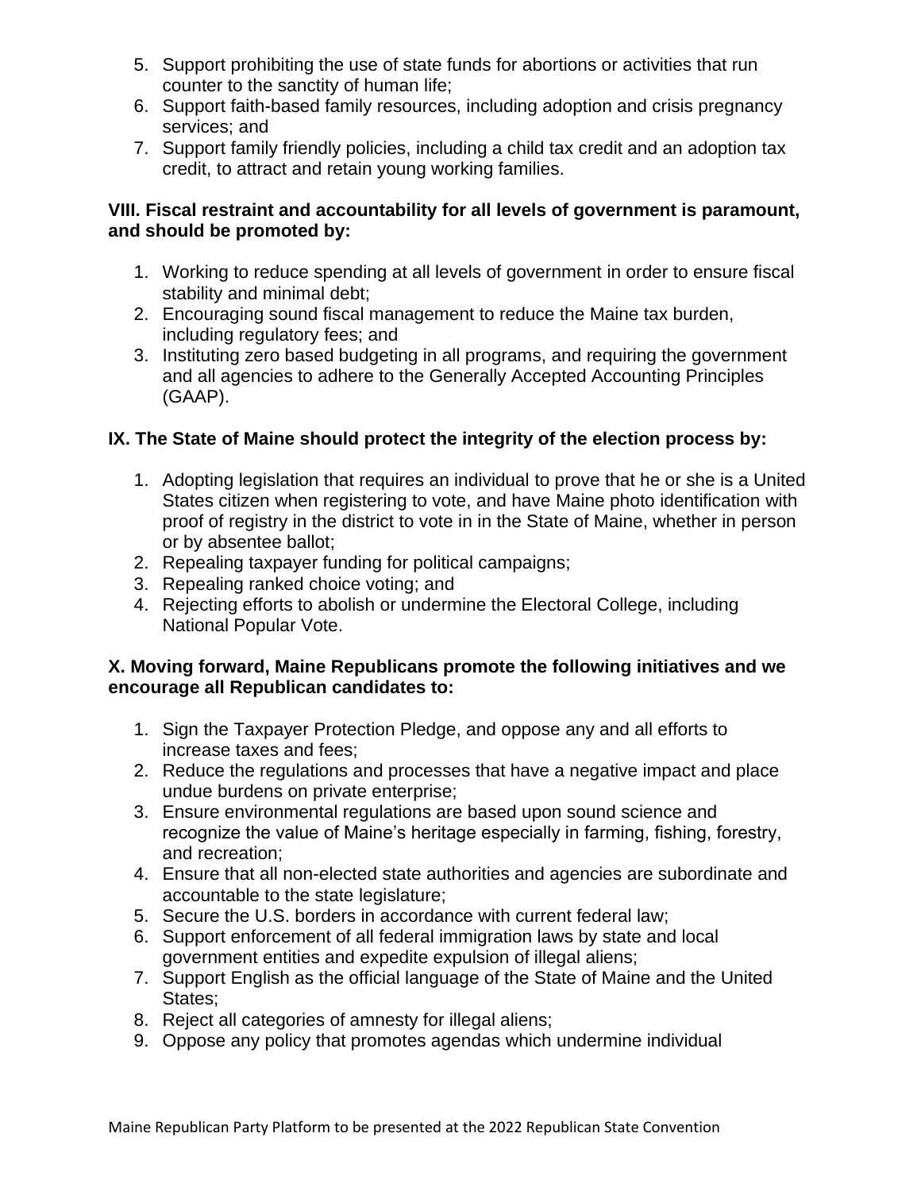5. Support prohibiting the use of state funds for abortions or activities that run counter to the sanctity of human life;
6. Support faith-based family resources, including adoption and crisis pregnancy services; and
7. Support family friendly policies, including a child tax credit and an adoption tax credit, to attract and retain young working families.

**VIII. Fiscal restraint and accountability for all levels of government is paramount, and should be promoted by:**

1. Working to reduce spending at all levels of government in order to ensure fiscal stability and minimal debt;
2. Encouraging sound fiscal management to reduce the Maine tax burden, including regulatory fees; and
3. Instituting zero based budgeting in all programs, and requiring the government and all agencies to adhere to the Generally Accepted Accounting Principles (GAAP).

**IX. The State of Maine should protect the integrity of the election process by:**

1. Adopting legislation that requires an individual to prove that he or she is a United States citizen when registering to vote, and have Maine photo identification with proof of registry in the district to vote in in the State of Maine, whether in person or by absentee ballot;
2. Repealing taxpayer funding for political campaigns;
3. Repealing ranked choice voting; and
4. Rejecting efforts to abolish or undermine the Electoral College, including National Popular Vote.

**X. Moving forward, Maine Republicans promote the following initiatives and we encourage all Republican candidates to:**

1. Sign the Taxpayer Protection Pledge, and oppose any and all efforts to increase taxes and fees;
2. Reduce the regulations and processes that have a negative impact and place undue burdens on private enterprise;
3. Ensure environmental regulations are based upon sound science and recognize the value of Maine's heritage especially in farming, fishing, forestry, and recreation;
4. Ensure that all non-elected state authorities and agencies are subordinate and accountable to the state legislature;
5. Secure the U.S. borders in accordance with current federal law;
6. Support enforcement of all federal immigration laws by state and local government entities and expedite expulsion of illegal aliens;
7. Support English as the official language of the State of Maine and the United States;
8. Reject all categories of amnesty for illegal aliens;
9. Oppose any policy that promotes agendas which undermine individual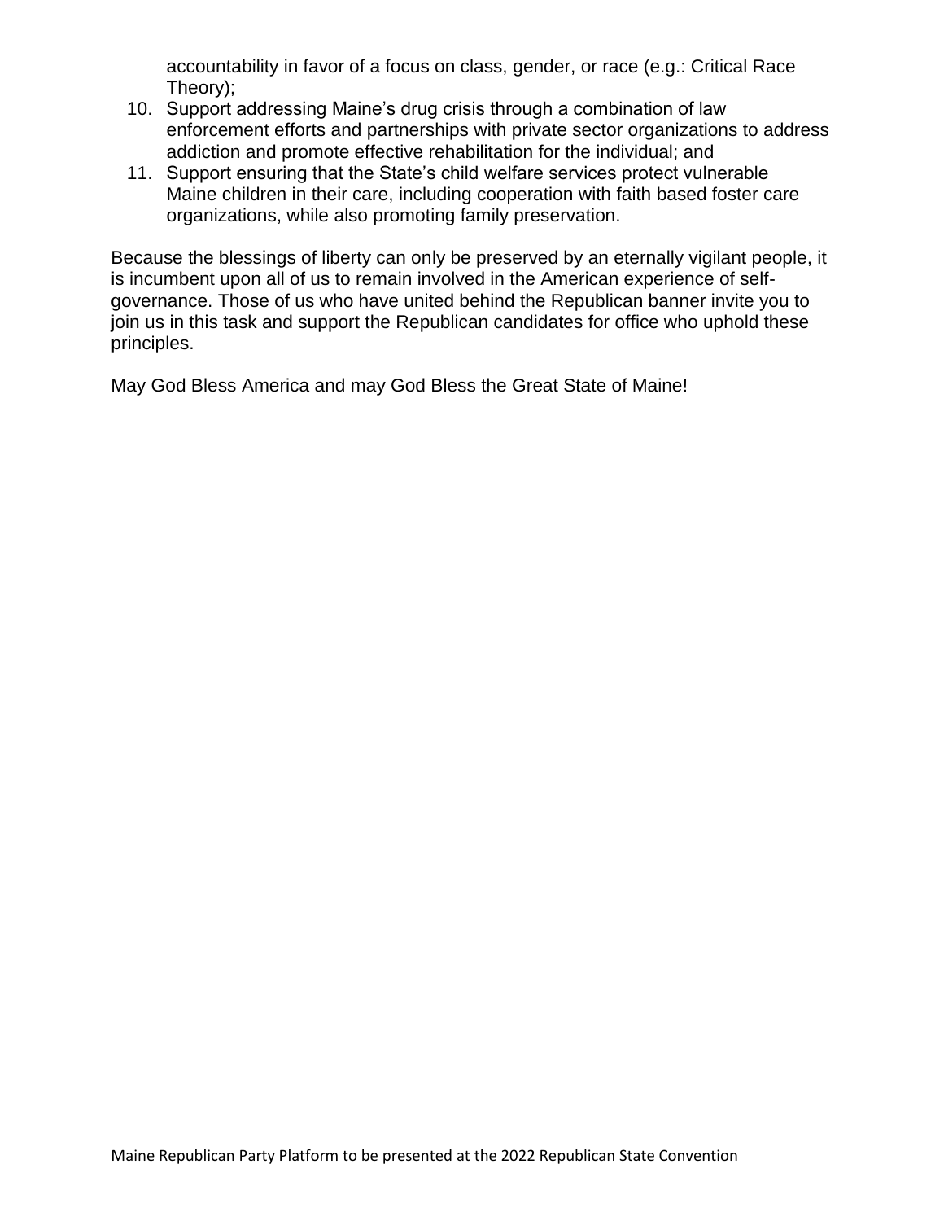accountability in favor of a focus on class, gender, or race (e.g.: Critical Race Theory);

10. Support addressing Maine's drug crisis through a combination of law enforcement efforts and partnerships with private sector organizations to address addiction and promote effective rehabilitation for the individual; and
11. Support ensuring that the State's child welfare services protect vulnerable Maine children in their care, including cooperation with faith based foster care organizations, while also promoting family preservation.

Because the blessings of liberty can only be preserved by an eternally vigilant people, it is incumbent upon all of us to remain involved in the American experience of self-governance. Those of us who have united behind the Republican banner invite you to join us in this task and support the Republican candidates for office who uphold these principles.

May God Bless America and may God Bless the Great State of Maine!